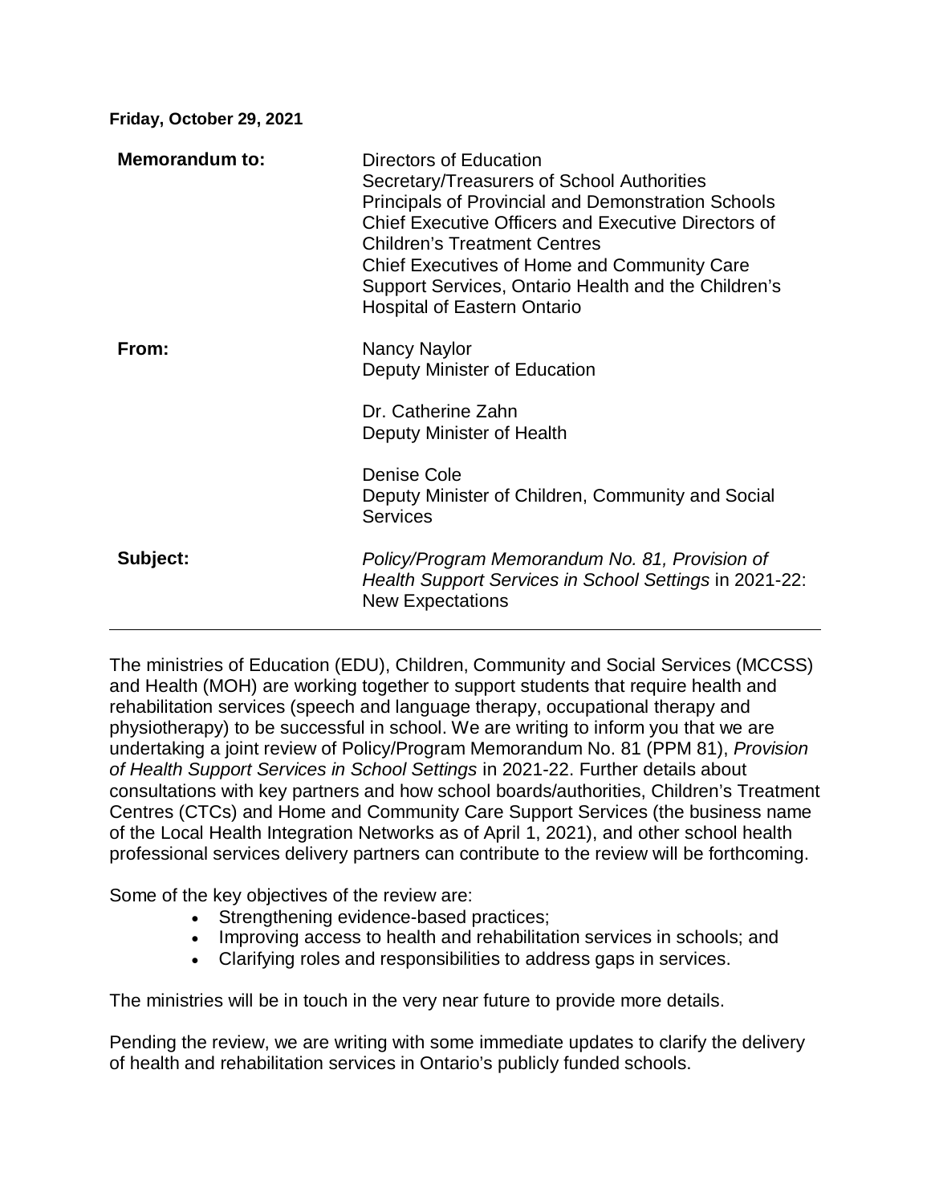**Friday, October 29, 2021**

| | |
|---|---|
| **Memorandum to:** | Directors of Education<br>Secretary/Treasurers of School Authorities<br>Principals of Provincial and Demonstration Schools<br>Chief Executive Officers and Executive Directors of Children's Treatment Centres<br>Chief Executives of Home and Community Care Support Services, Ontario Health and the Children's Hospital of Eastern Ontario |
| **From:** | Nancy Naylor<br>Deputy Minister of Education<br><br>Dr. Catherine Zahn<br>Deputy Minister of Health<br><br>Denise Cole<br>Deputy Minister of Children, Community and Social Services |
| **Subject:** | *Policy/Program Memorandum No. 81, Provision of Health Support Services in School Settings* in 2021-22: New Expectations |

---

The ministries of Education (EDU), Children, Community and Social Services (MCCSS) and Health (MOH) are working together to support students that require health and rehabilitation services (speech and language therapy, occupational therapy and physiotherapy) to be successful in school. We are writing to inform you that we are undertaking a joint review of Policy/Program Memorandum No. 81 (PPM 81), *Provision of Health Support Services in School Settings* in 2021-22. Further details about consultations with key partners and how school boards/authorities, Children's Treatment Centres (CTCs) and Home and Community Care Support Services (the business name of the Local Health Integration Networks as of April 1, 2021), and other school health professional services delivery partners can contribute to the review will be forthcoming.

Some of the key objectives of the review are:

- Strengthening evidence-based practices;
- Improving access to health and rehabilitation services in schools; and
- Clarifying roles and responsibilities to address gaps in services.

The ministries will be in touch in the very near future to provide more details.

Pending the review, we are writing with some immediate updates to clarify the delivery of health and rehabilitation services in Ontario's publicly funded schools.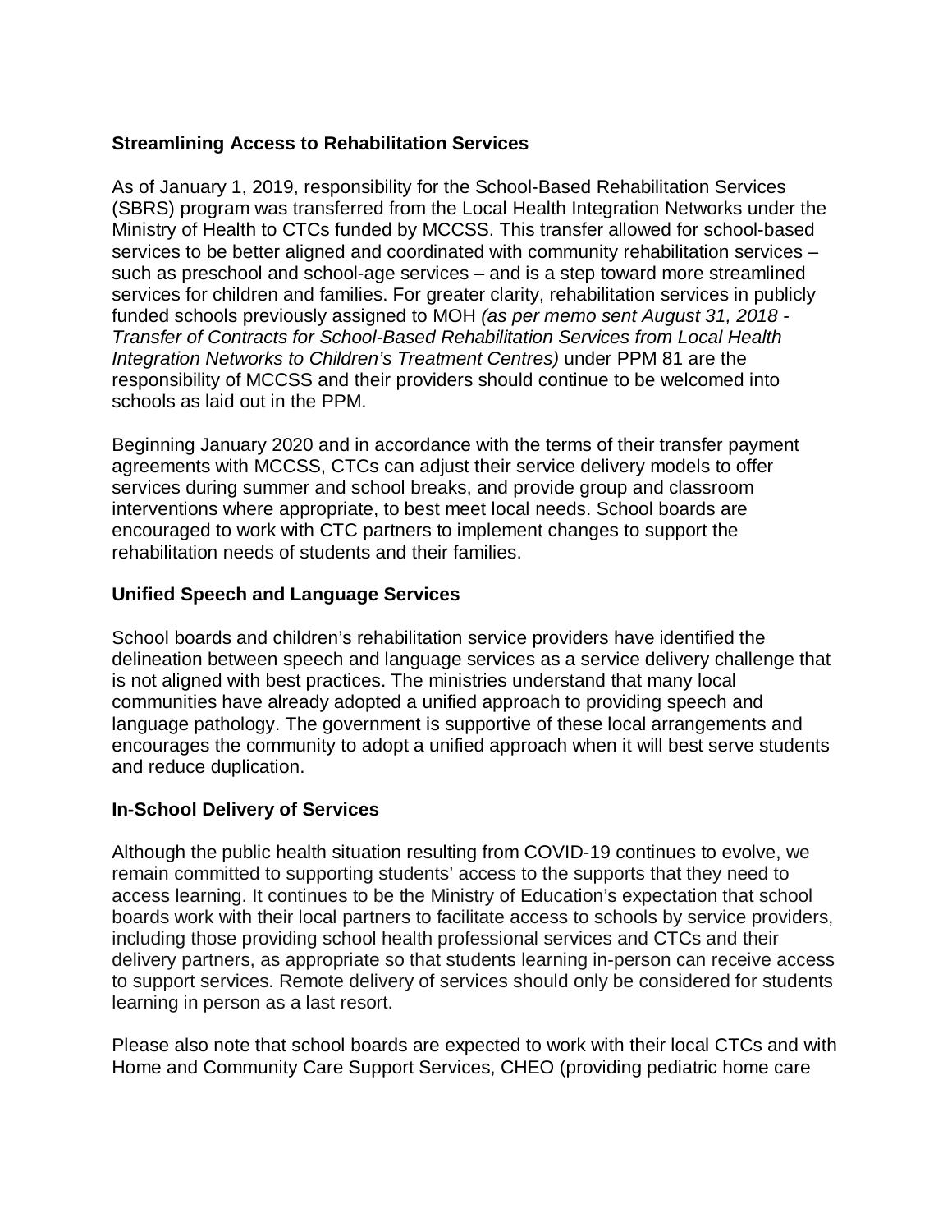**Streamlining Access to Rehabilitation Services**

As of January 1, 2019, responsibility for the School-Based Rehabilitation Services (SBRS) program was transferred from the Local Health Integration Networks under the Ministry of Health to CTCs funded by MCCSS. This transfer allowed for school-based services to be better aligned and coordinated with community rehabilitation services – such as preschool and school-age services – and is a step toward more streamlined services for children and families. For greater clarity, rehabilitation services in publicly funded schools previously assigned to MOH *(as per memo sent August 31, 2018 - Transfer of Contracts for School-Based Rehabilitation Services from Local Health Integration Networks to Children's Treatment Centres)* under PPM 81 are the responsibility of MCCSS and their providers should continue to be welcomed into schools as laid out in the PPM.

Beginning January 2020 and in accordance with the terms of their transfer payment agreements with MCCSS, CTCs can adjust their service delivery models to offer services during summer and school breaks, and provide group and classroom interventions where appropriate, to best meet local needs. School boards are encouraged to work with CTC partners to implement changes to support the rehabilitation needs of students and their families.

**Unified Speech and Language Services**

School boards and children's rehabilitation service providers have identified the delineation between speech and language services as a service delivery challenge that is not aligned with best practices. The ministries understand that many local communities have already adopted a unified approach to providing speech and language pathology. The government is supportive of these local arrangements and encourages the community to adopt a unified approach when it will best serve students and reduce duplication.

**In-School Delivery of Services**

Although the public health situation resulting from COVID-19 continues to evolve, we remain committed to supporting students' access to the supports that they need to access learning. It continues to be the Ministry of Education's expectation that school boards work with their local partners to facilitate access to schools by service providers, including those providing school health professional services and CTCs and their delivery partners, as appropriate so that students learning in-person can receive access to support services. Remote delivery of services should only be considered for students learning in person as a last resort.

Please also note that school boards are expected to work with their local CTCs and with Home and Community Care Support Services, CHEO (providing pediatric home care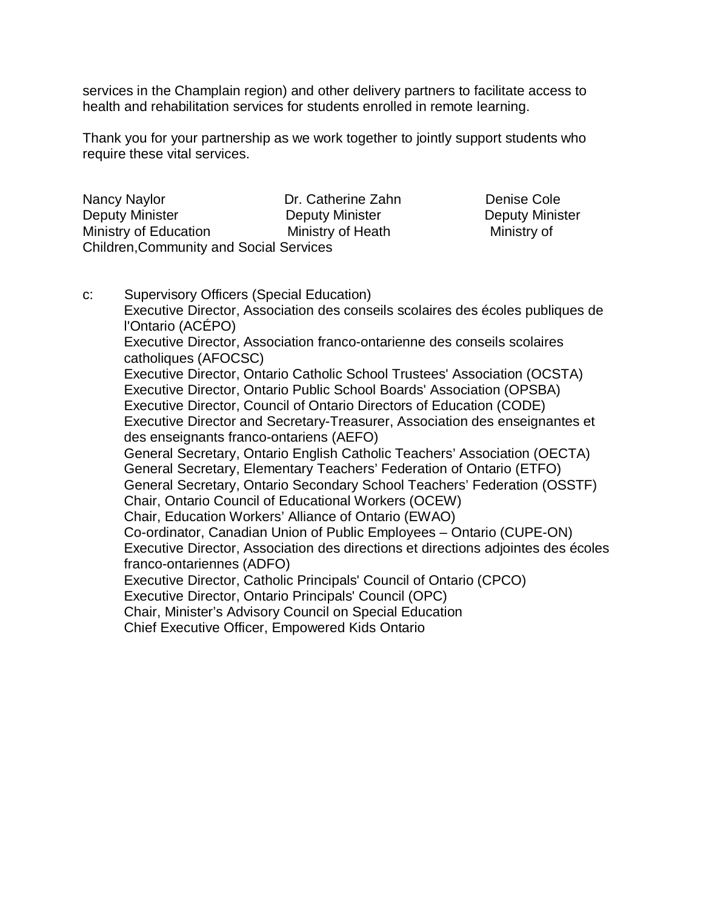services in the Champlain region) and other delivery partners to facilitate access to health and rehabilitation services for students enrolled in remote learning.

Thank you for your partnership as we work together to jointly support students who require these vital services.

| | | |
|---|---|---|
| Nancy Naylor | Dr. Catherine Zahn | Denise Cole |
| Deputy Minister | Deputy Minister | Deputy Minister |
| Ministry of Education | Ministry of Heath | Ministry of Children,Community and Social Services |

c: Supervisory Officers (Special Education)
Executive Director, Association des conseils scolaires des écoles publiques de l'Ontario (ACÉPO)
Executive Director, Association franco-ontarienne des conseils scolaires catholiques (AFOCSC)
Executive Director, Ontario Catholic School Trustees' Association (OCSTA)
Executive Director, Ontario Public School Boards' Association (OPSBA)
Executive Director, Council of Ontario Directors of Education (CODE)
Executive Director and Secretary-Treasurer, Association des enseignantes et des enseignants franco-ontariens (AEFO)
General Secretary, Ontario English Catholic Teachers' Association (OECTA)
General Secretary, Elementary Teachers' Federation of Ontario (ETFO)
General Secretary, Ontario Secondary School Teachers' Federation (OSSTF)
Chair, Ontario Council of Educational Workers (OCEW)
Chair, Education Workers' Alliance of Ontario (EWAO)
Co-ordinator, Canadian Union of Public Employees – Ontario (CUPE-ON)
Executive Director, Association des directions et directions adjointes des écoles franco-ontariennes (ADFO)
Executive Director, Catholic Principals' Council of Ontario (CPCO)
Executive Director, Ontario Principals' Council (OPC)
Chair, Minister's Advisory Council on Special Education
Chief Executive Officer, Empowered Kids Ontario